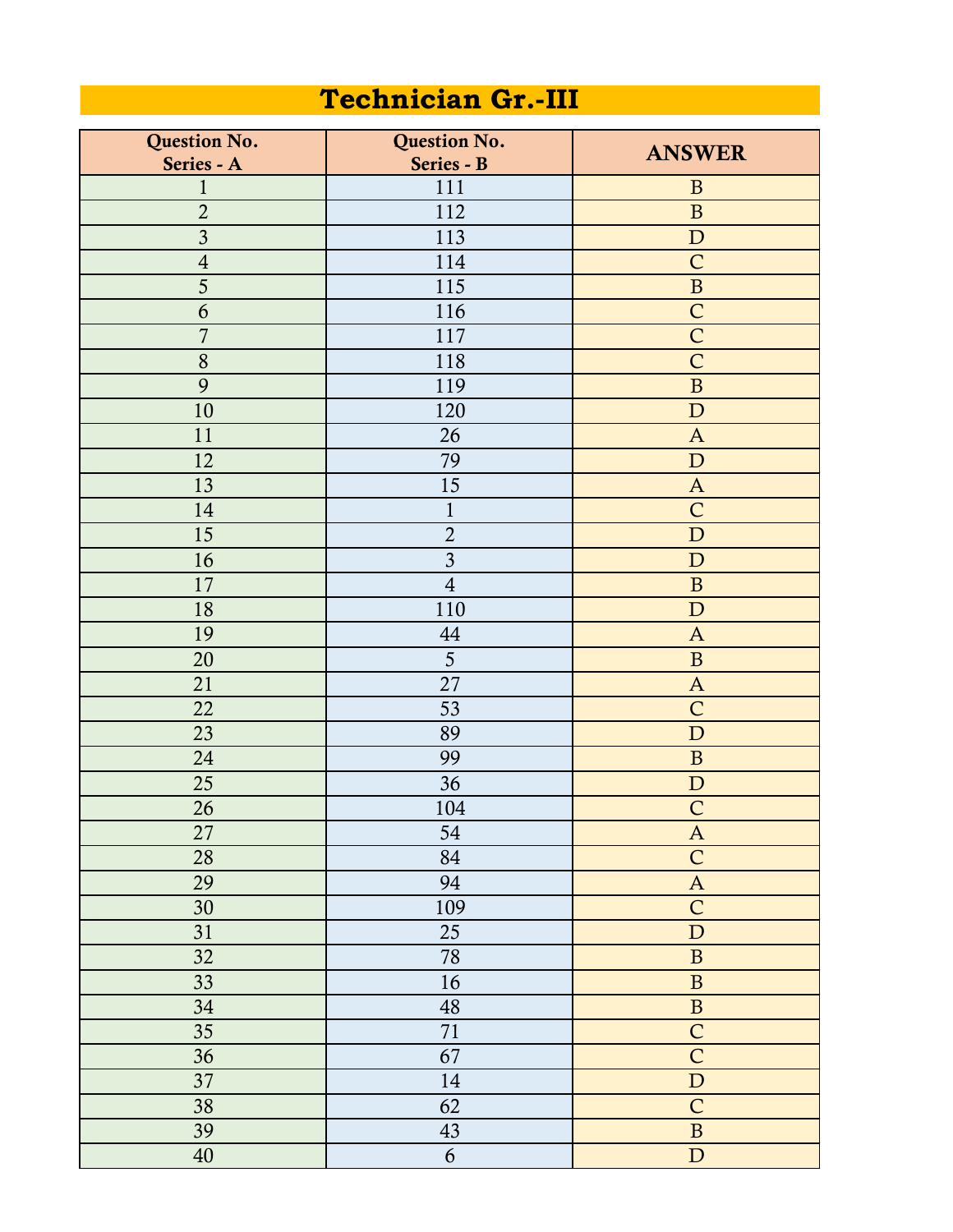# Technician Gr.-III

| Question No. Series - A | Question No. Series - B | ANSWER |
|---|---|---|
| 1 | 111 | B |
| 2 | 112 | B |
| 3 | 113 | D |
| 4 | 114 | C |
| 5 | 115 | B |
| 6 | 116 | C |
| 7 | 117 | C |
| 8 | 118 | C |
| 9 | 119 | B |
| 10 | 120 | D |
| 11 | 26 | A |
| 12 | 79 | D |
| 13 | 15 | A |
| 14 | 1 | C |
| 15 | 2 | D |
| 16 | 3 | D |
| 17 | 4 | B |
| 18 | 110 | D |
| 19 | 44 | A |
| 20 | 5 | B |
| 21 | 27 | A |
| 22 | 53 | C |
| 23 | 89 | D |
| 24 | 99 | B |
| 25 | 36 | D |
| 26 | 104 | C |
| 27 | 54 | A |
| 28 | 84 | C |
| 29 | 94 | A |
| 30 | 109 | C |
| 31 | 25 | D |
| 32 | 78 | B |
| 33 | 16 | B |
| 34 | 48 | B |
| 35 | 71 | C |
| 36 | 67 | C |
| 37 | 14 | D |
| 38 | 62 | C |
| 39 | 43 | B |
| 40 | 6 | D |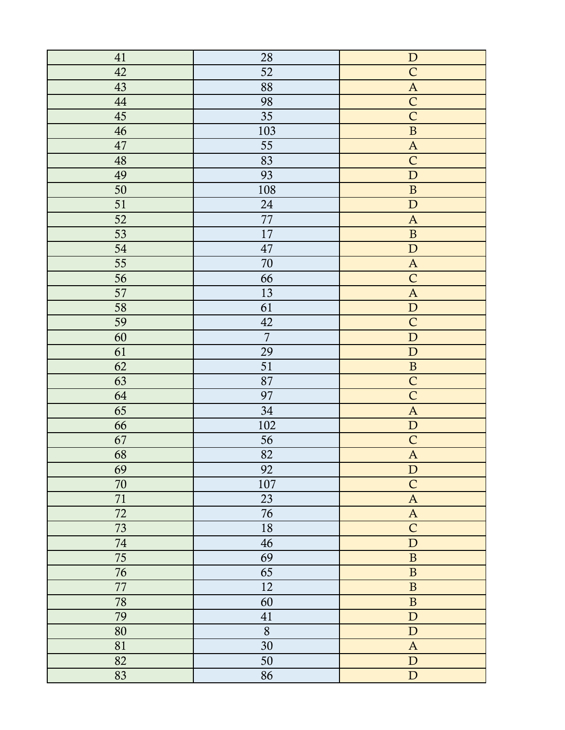| 41 | 28 | D |
|---|---|---|
| 42 | 52 | C |
| 43 | 88 | A |
| 44 | 98 | C |
| 45 | 35 | C |
| 46 | 103 | B |
| 47 | 55 | A |
| 48 | 83 | C |
| 49 | 93 | D |
| 50 | 108 | B |
| 51 | 24 | D |
| 52 | 77 | A |
| 53 | 17 | B |
| 54 | 47 | D |
| 55 | 70 | A |
| 56 | 66 | C |
| 57 | 13 | A |
| 58 | 61 | D |
| 59 | 42 | C |
| 60 | 7 | D |
| 61 | 29 | D |
| 62 | 51 | B |
| 63 | 87 | C |
| 64 | 97 | C |
| 65 | 34 | A |
| 66 | 102 | D |
| 67 | 56 | C |
| 68 | 82 | A |
| 69 | 92 | D |
| 70 | 107 | C |
| 71 | 23 | A |
| 72 | 76 | A |
| 73 | 18 | C |
| 74 | 46 | D |
| 75 | 69 | B |
| 76 | 65 | B |
| 77 | 12 | B |
| 78 | 60 | B |
| 79 | 41 | D |
| 80 | 8 | D |
| 81 | 30 | A |
| 82 | 50 | D |
| 83 | 86 | D |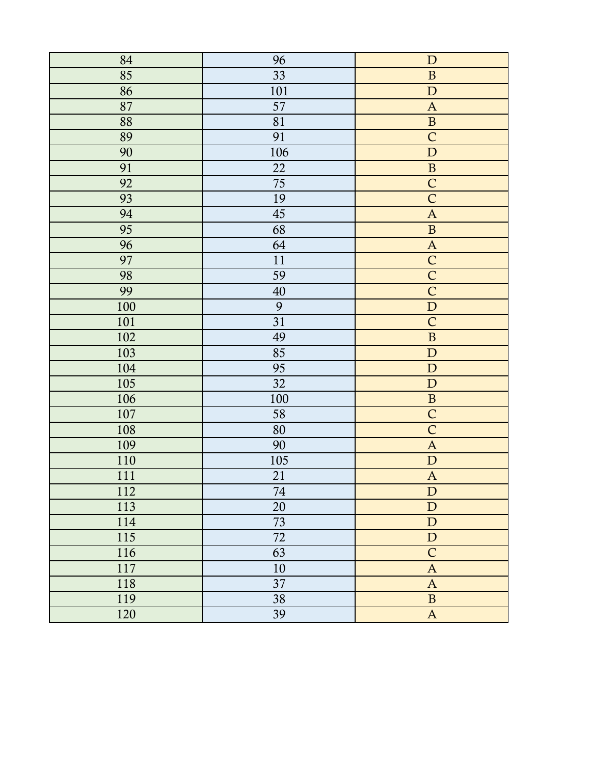| | | |
|---|---|---|
| 84 | 96 | D |
| 85 | 33 | B |
| 86 | 101 | D |
| 87 | 57 | A |
| 88 | 81 | B |
| 89 | 91 | C |
| 90 | 106 | D |
| 91 | 22 | B |
| 92 | 75 | C |
| 93 | 19 | C |
| 94 | 45 | A |
| 95 | 68 | B |
| 96 | 64 | A |
| 97 | 11 | C |
| 98 | 59 | C |
| 99 | 40 | C |
| 100 | 9 | D |
| 101 | 31 | C |
| 102 | 49 | B |
| 103 | 85 | D |
| 104 | 95 | D |
| 105 | 32 | D |
| 106 | 100 | B |
| 107 | 58 | C |
| 108 | 80 | C |
| 109 | 90 | A |
| 110 | 105 | D |
| 111 | 21 | A |
| 112 | 74 | D |
| 113 | 20 | D |
| 114 | 73 | D |
| 115 | 72 | D |
| 116 | 63 | C |
| 117 | 10 | A |
| 118 | 37 | A |
| 119 | 38 | B |
| 120 | 39 | A |